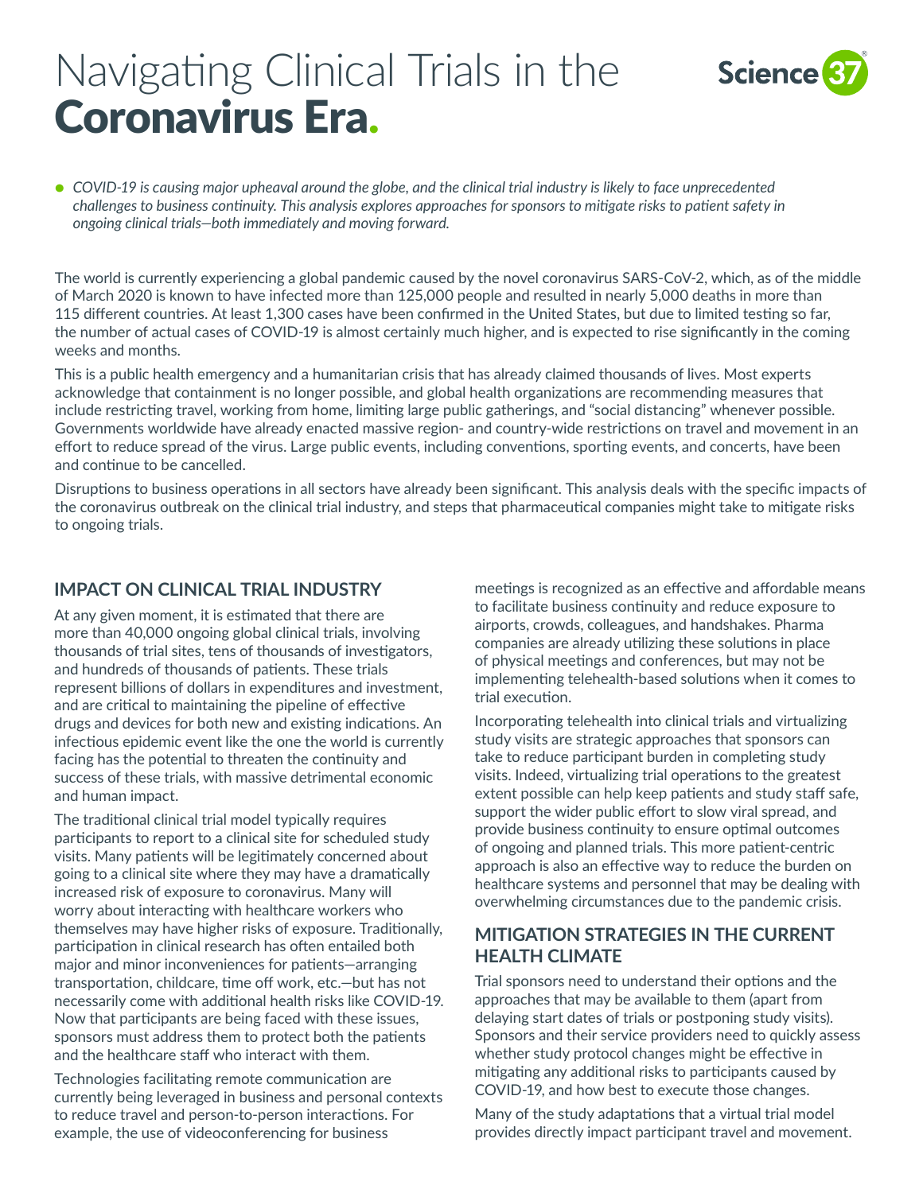# Navigating Clinical Trials in the **Coronavirus Era.**

Science 37

*COVID-19 is causing major upheaval around the globe, and the clinical trial industry is likely to face unprecedented challenges to business continuity. This analysis explores approaches for sponsors to mitigate risks to patient safety in ongoing clinical trials—both immediately and moving forward.*

The world is currently experiencing a global pandemic caused by the novel coronavirus SARS-CoV-2, which, as of the middle of March 2020 is known to have infected more than 125,000 people and resulted in nearly 5,000 deaths in more than 115 different countries. At least 1,300 cases have been confirmed in the United States, but due to limited testing so far, the number of actual cases of COVID-19 is almost certainly much higher, and is expected to rise significantly in the coming weeks and months.

This is a public health emergency and a humanitarian crisis that has already claimed thousands of lives. Most experts acknowledge that containment is no longer possible, and global health organizations are recommending measures that include restricting travel, working from home, limiting large public gatherings, and "social distancing" whenever possible. Governments worldwide have already enacted massive region- and country-wide restrictions on travel and movement in an effort to reduce spread of the virus. Large public events, including conventions, sporting events, and concerts, have been and continue to be cancelled.

Disruptions to business operations in all sectors have already been significant. This analysis deals with the specific impacts of the coronavirus outbreak on the clinical trial industry, and steps that pharmaceutical companies might take to mitigate risks to ongoing trials.

## IMPACT ON CLINICAL TRIAL INDUSTRY

At any given moment, it is estimated that there are more than 40,000 ongoing global clinical trials, involving thousands of trial sites, tens of thousands of investigators, and hundreds of thousands of patients. These trials represent billions of dollars in expenditures and investment, and are critical to maintaining the pipeline of effective drugs and devices for both new and existing indications. An infectious epidemic event like the one the world is currently facing has the potential to threaten the continuity and success of these trials, with massive detrimental economic and human impact.

The traditional clinical trial model typically requires participants to report to a clinical site for scheduled study visits. Many patients will be legitimately concerned about going to a clinical site where they may have a dramatically increased risk of exposure to coronavirus. Many will worry about interacting with healthcare workers who themselves may have higher risks of exposure. Traditionally, participation in clinical research has often entailed both major and minor inconveniences for patients—arranging transportation, childcare, time off work, etc.—but has not necessarily come with additional health risks like COVID-19. Now that participants are being faced with these issues, sponsors must address them to protect both the patients and the healthcare staff who interact with them.

Technologies facilitating remote communication are currently being leveraged in business and personal contexts to reduce travel and person-to-person interactions. For example, the use of videoconferencing for business meetings is recognized as an effective and affordable means to facilitate business continuity and reduce exposure to airports, crowds, colleagues, and handshakes. Pharma companies are already utilizing these solutions in place of physical meetings and conferences, but may not be implementing telehealth-based solutions when it comes to trial execution.

Incorporating telehealth into clinical trials and virtualizing study visits are strategic approaches that sponsors can take to reduce participant burden in completing study visits. Indeed, virtualizing trial operations to the greatest extent possible can help keep patients and study staff safe, support the wider public effort to slow viral spread, and provide business continuity to ensure optimal outcomes of ongoing and planned trials. This more patient-centric approach is also an effective way to reduce the burden on healthcare systems and personnel that may be dealing with overwhelming circumstances due to the pandemic crisis.

## MITIGATION STRATEGIES IN THE CURRENT HEALTH CLIMATE

Trial sponsors need to understand their options and the approaches that may be available to them (apart from delaying start dates of trials or postponing study visits). Sponsors and their service providers need to quickly assess whether study protocol changes might be effective in mitigating any additional risks to participants caused by COVID-19, and how best to execute those changes.

Many of the study adaptations that a virtual trial model provides directly impact participant travel and movement.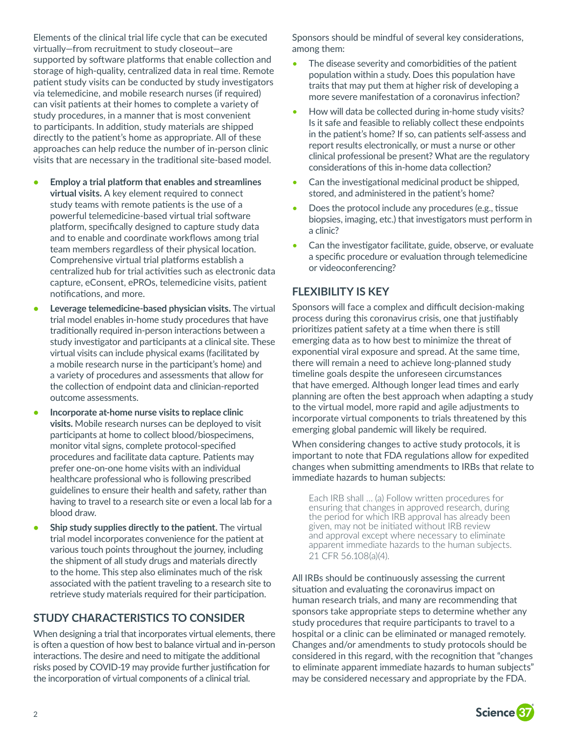Elements of the clinical trial life cycle that can be executed virtually—from recruitment to study closeout—are supported by software platforms that enable collection and storage of high-quality, centralized data in real time. Remote patient study visits can be conducted by study investigators via telemedicine, and mobile research nurses (if required) can visit patients at their homes to complete a variety of study procedures, in a manner that is most convenient to participants. In addition, study materials are shipped directly to the patient's home as appropriate. All of these approaches can help reduce the number of in-person clinic visits that are necessary in the traditional site-based model.

- **Employ a trial platform that enables and streamlines virtual visits.** A key element required to connect study teams with remote patients is the use of a powerful telemedicine-based virtual trial software platform, specifically designed to capture study data and to enable and coordinate workflows among trial team members regardless of their physical location. Comprehensive virtual trial platforms establish a centralized hub for trial activities such as electronic data capture, eConsent, ePROs, telemedicine visits, patient notifications, and more.
- **Leverage telemedicine-based physician visits.** The virtual trial model enables in-home study procedures that have traditionally required in-person interactions between a study investigator and participants at a clinical site. These virtual visits can include physical exams (facilitated by a mobile research nurse in the participant's home) and a variety of procedures and assessments that allow for the collection of endpoint data and clinician-reported outcome assessments.
- **Incorporate at-home nurse visits to replace clinic visits.** Mobile research nurses can be deployed to visit participants at home to collect blood/biospecimens, monitor vital signs, complete protocol-specified procedures and facilitate data capture. Patients may prefer one-on-one home visits with an individual healthcare professional who is following prescribed guidelines to ensure their health and safety, rather than having to travel to a research site or even a local lab for a blood draw.
- **Ship study supplies directly to the patient.** The virtual trial model incorporates convenience for the patient at various touch points throughout the journey, including the shipment of all study drugs and materials directly to the home. This step also eliminates much of the risk associated with the patient traveling to a research site to retrieve study materials required for their participation.

## STUDY CHARACTERISTICS TO CONSIDER

When designing a trial that incorporates virtual elements, there is often a question of how best to balance virtual and in-person interactions. The desire and need to mitigate the additional risks posed by COVID-19 may provide further justification for the incorporation of virtual components of a clinical trial.

Sponsors should be mindful of several key considerations, among them:

- The disease severity and comorbidities of the patient population within a study. Does this population have traits that may put them at higher risk of developing a more severe manifestation of a coronavirus infection?
- How will data be collected during in-home study visits? Is it safe and feasible to reliably collect these endpoints in the patient's home? If so, can patients self-assess and report results electronically, or must a nurse or other clinical professional be present? What are the regulatory considerations of this in-home data collection?
- Can the investigational medicinal product be shipped, stored, and administered in the patient's home?
- Does the protocol include any procedures (e.g., tissue biopsies, imaging, etc.) that investigators must perform in a clinic?
- Can the investigator facilitate, guide, observe, or evaluate a specific procedure or evaluation through telemedicine or videoconferencing?

## FLEXIBILITY IS KEY

Sponsors will face a complex and difficult decision-making process during this coronavirus crisis, one that justifiably prioritizes patient safety at a time when there is still emerging data as to how best to minimize the threat of exponential viral exposure and spread. At the same time, there will remain a need to achieve long-planned study timeline goals despite the unforeseen circumstances that have emerged. Although longer lead times and early planning are often the best approach when adapting a study to the virtual model, more rapid and agile adjustments to incorporate virtual components to trials threatened by this emerging global pandemic will likely be required.

When considering changes to active study protocols, it is important to note that FDA regulations allow for expedited changes when submitting amendments to IRBs that relate to immediate hazards to human subjects:

> Each IRB shall … (a) Follow written procedures for ensuring that changes in approved research, during the period for which IRB approval has already been given, may not be initiated without IRB review and approval except where necessary to eliminate apparent immediate hazards to the human subjects. 21 CFR 56.108(a)(4).

All IRBs should be continuously assessing the current situation and evaluating the coronavirus impact on human research trials, and many are recommending that sponsors take appropriate steps to determine whether any study procedures that require participants to travel to a hospital or a clinic can be eliminated or managed remotely. Changes and/or amendments to study protocols should be considered in this regard, with the recognition that "changes to eliminate apparent immediate hazards to human subjects" may be considered necessary and appropriate by the FDA.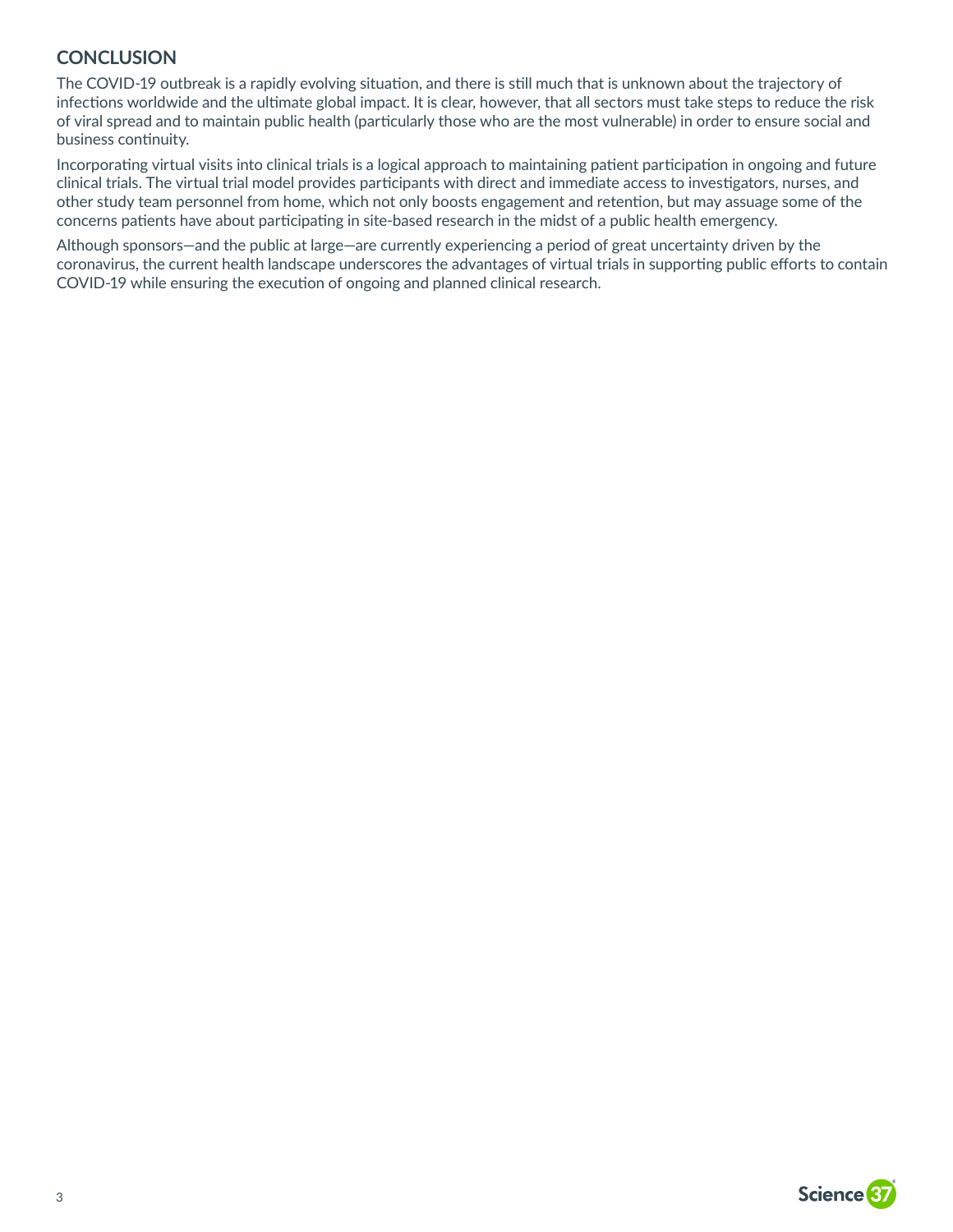## CONCLUSION

The COVID-19 outbreak is a rapidly evolving situation, and there is still much that is unknown about the trajectory of infections worldwide and the ultimate global impact. It is clear, however, that all sectors must take steps to reduce the risk of viral spread and to maintain public health (particularly those who are the most vulnerable) in order to ensure social and business continuity.

Incorporating virtual visits into clinical trials is a logical approach to maintaining patient participation in ongoing and future clinical trials. The virtual trial model provides participants with direct and immediate access to investigators, nurses, and other study team personnel from home, which not only boosts engagement and retention, but may assuage some of the concerns patients have about participating in site-based research in the midst of a public health emergency.

Although sponsors—and the public at large—are currently experiencing a period of great uncertainty driven by the coronavirus, the current health landscape underscores the advantages of virtual trials in supporting public efforts to contain COVID-19 while ensuring the execution of ongoing and planned clinical research.